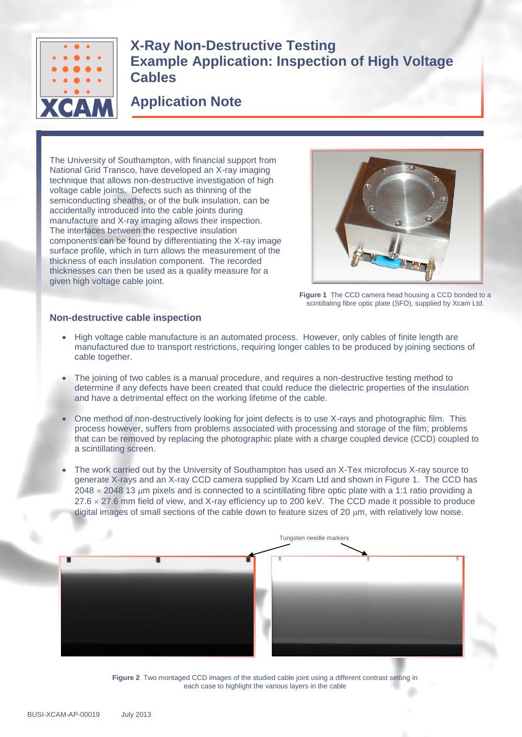# X-Ray Non-Destructive Testing
# Example Application: Inspection of High Voltage Cables

## Application Note

The University of Southampton, with financial support from National Grid Transco, have developed an X-ray imaging technique that allows non-destructive investigation of high voltage cable joints. Defects such as thinning of the semiconducting sheaths, or of the bulk insulation, can be accidentally introduced into the cable joints during manufacture and X-ray imaging allows their inspection. The interfaces between the respective insulation components can be found by differentiating the X-ray image surface profile, which in turn allows the measurement of the thickness of each insulation component. The recorded thicknesses can then be used as a quality measure for a given high voltage cable joint.

**Figure 1** The CCD camera head housing a CCD bonded to a scintillating fibre optic plate (SFO), supplied by Xcam Ltd.

### Non-destructive cable inspection

- High voltage cable manufacture is an automated process. However, only cables of finite length are manufactured due to transport restrictions, requiring longer cables to be produced by joining sections of cable together.
- The joining of two cables is a manual procedure, and requires a non-destructive testing method to determine if any defects have been created that could reduce the dielectric properties of the insulation and have a detrimental effect on the working lifetime of the cable.
- One method of non-destructively looking for joint defects is to use X-rays and photographic film. This process however, suffers from problems associated with processing and storage of the film; problems that can be removed by replacing the photographic plate with a charge coupled device (CCD) coupled to a scintillating screen.
- The work carried out by the University of Southampton has used an X-Tex microfocus X-ray source to generate X-rays and an X-ray CCD camera supplied by Xcam Ltd and shown in Figure 1. The CCD has $2048 \times 2048$ 13 $\mu$m pixels and is connected to a scintillating fibre optic plate with a 1:1 ratio providing a $27.6 \times 27.6$ mm field of view, and X-ray efficiency up to 200 keV. The CCD made it possible to produce digital images of small sections of the cable down to feature sizes of 20 $\mu$m, with relatively low noise.

Tungsten needle markers

**Figure 2** Two montaged CCD images of the studied cable joint using a different contrast setting in each case to highlight the various layers in the cable

BUSI-XCAM-AP-00019 July 2013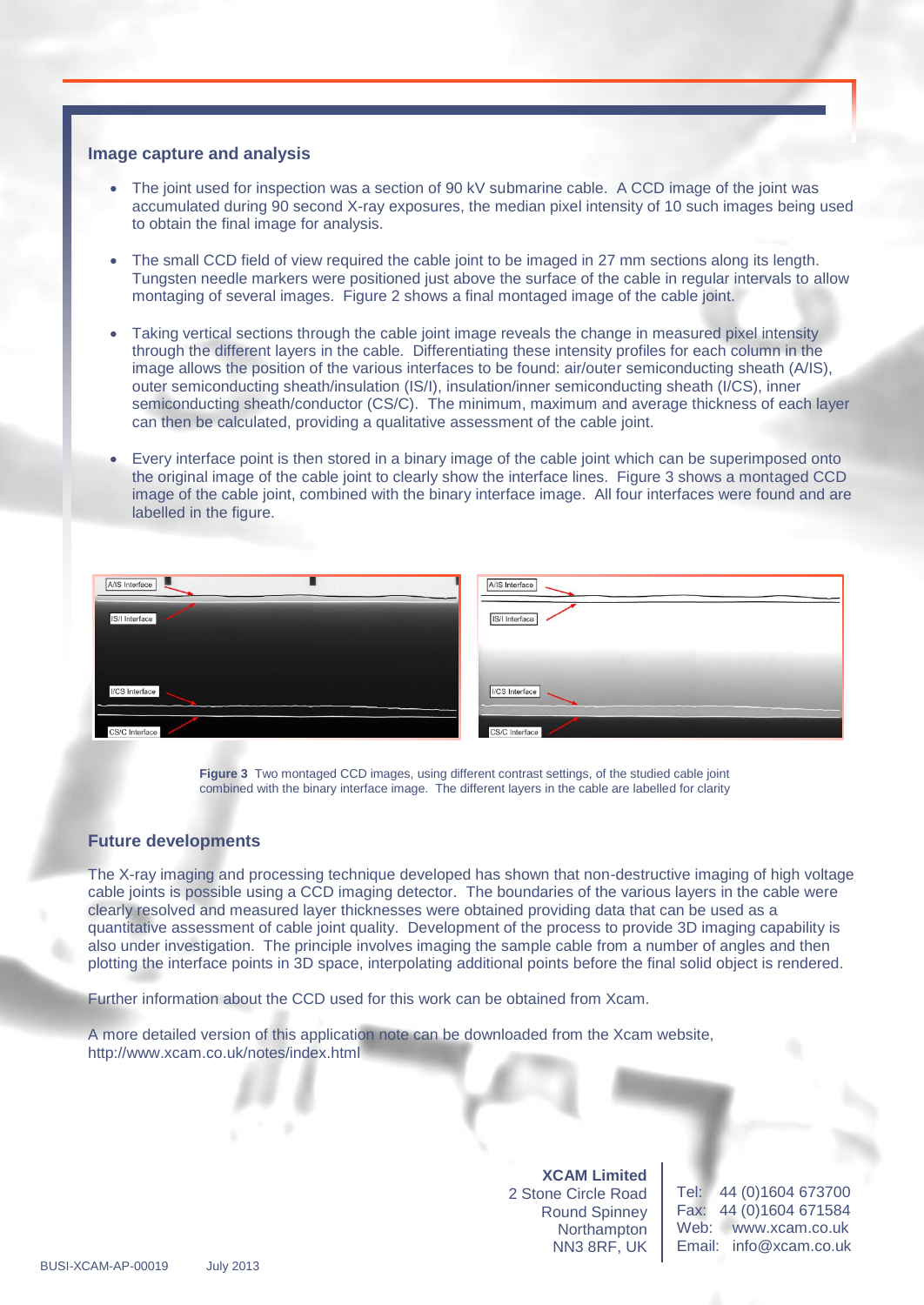## Image capture and analysis

- The joint used for inspection was a section of 90 kV submarine cable. A CCD image of the joint was accumulated during 90 second X-ray exposures, the median pixel intensity of 10 such images being used to obtain the final image for analysis.
- The small CCD field of view required the cable joint to be imaged in 27 mm sections along its length. Tungsten needle markers were positioned just above the surface of the cable in regular intervals to allow montaging of several images. Figure 2 shows a final montaged image of the cable joint.
- Taking vertical sections through the cable joint image reveals the change in measured pixel intensity through the different layers in the cable. Differentiating these intensity profiles for each column in the image allows the position of the various interfaces to be found: air/outer semiconducting sheath (A/IS), outer semiconducting sheath/insulation (IS/I), insulation/inner semiconducting sheath (I/CS), inner semiconducting sheath/conductor (CS/C). The minimum, maximum and average thickness of each layer can then be calculated, providing a qualitative assessment of the cable joint.
- Every interface point is then stored in a binary image of the cable joint which can be superimposed onto the original image of the cable joint to clearly show the interface lines. Figure 3 shows a montaged CCD image of the cable joint, combined with the binary interface image. All four interfaces were found and are labelled in the figure.

A/IS Interface
IS/I Interface
I/CS Interface
CS/C Interface

A/IS Interface
IS/I Interface
I/CS Interface
CS/C Interface

**Figure 3** Two montaged CCD images, using different contrast settings, of the studied cable joint combined with the binary interface image. The different layers in the cable are labelled for clarity

## Future developments

The X-ray imaging and processing technique developed has shown that non-destructive imaging of high voltage cable joints is possible using a CCD imaging detector. The boundaries of the various layers in the cable were clearly resolved and measured layer thicknesses were obtained providing data that can be used as a quantitative assessment of cable joint quality. Development of the process to provide 3D imaging capability is also under investigation. The principle involves imaging the sample cable from a number of angles and then plotting the interface points in 3D space, interpolating additional points before the final solid object is rendered.

Further information about the CCD used for this work can be obtained from Xcam.

A more detailed version of this application note can be downloaded from the Xcam website, http://www.xcam.co.uk/notes/index.html

**XCAM Limited**
2 Stone Circle Road
Round Spinney
Northampton
NN3 8RF, UK

Tel: 44 (0)1604 673700
Fax: 44 (0)1604 671584
Web: www.xcam.co.uk
Email: info@xcam.co.uk

BUSI-XCAM-AP-00019 July 2013